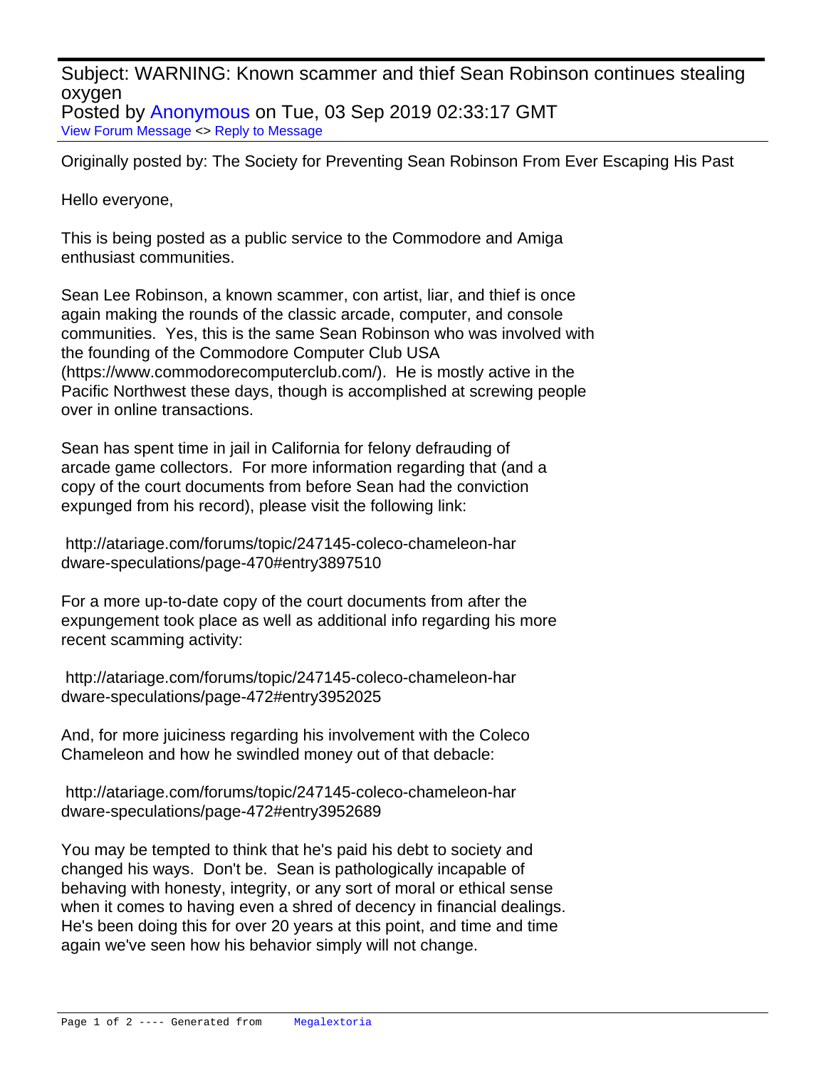Subject: WARNING: Known scammer and thief Sean Robinson continues stealing oxygen
Posted by Anonymous on Tue, 03 Sep 2019 02:33:17 GMT
View Forum Message <> Reply to Message

Originally posted by: The Society for Preventing Sean Robinson From Ever Escaping His Past

Hello everyone,

This is being posted as a public service to the Commodore and Amiga enthusiast communities.

Sean Lee Robinson, a known scammer, con artist, liar, and thief is once again making the rounds of the classic arcade, computer, and console communities. Yes, this is the same Sean Robinson who was involved with the founding of the Commodore Computer Club USA (https://www.commodorecomputerclub.com/). He is mostly active in the Pacific Northwest these days, though is accomplished at screwing people over in online transactions.

Sean has spent time in jail in California for felony defrauding of arcade game collectors. For more information regarding that (and a copy of the court documents from before Sean had the conviction expunged from his record), please visit the following link:

http://atariage.com/forums/topic/247145-coleco-chameleon-hardware-speculations/page-470#entry3897510

For a more up-to-date copy of the court documents from after the expungement took place as well as additional info regarding his more recent scamming activity:

http://atariage.com/forums/topic/247145-coleco-chameleon-hardware-speculations/page-472#entry3952025

And, for more juiciness regarding his involvement with the Coleco Chameleon and how he swindled money out of that debacle:

http://atariage.com/forums/topic/247145-coleco-chameleon-hardware-speculations/page-472#entry3952689

You may be tempted to think that he's paid his debt to society and changed his ways. Don't be. Sean is pathologically incapable of behaving with honesty, integrity, or any sort of moral or ethical sense when it comes to having even a shred of decency in financial dealings. He's been doing this for over 20 years at this point, and time and time again we've seen how his behavior simply will not change.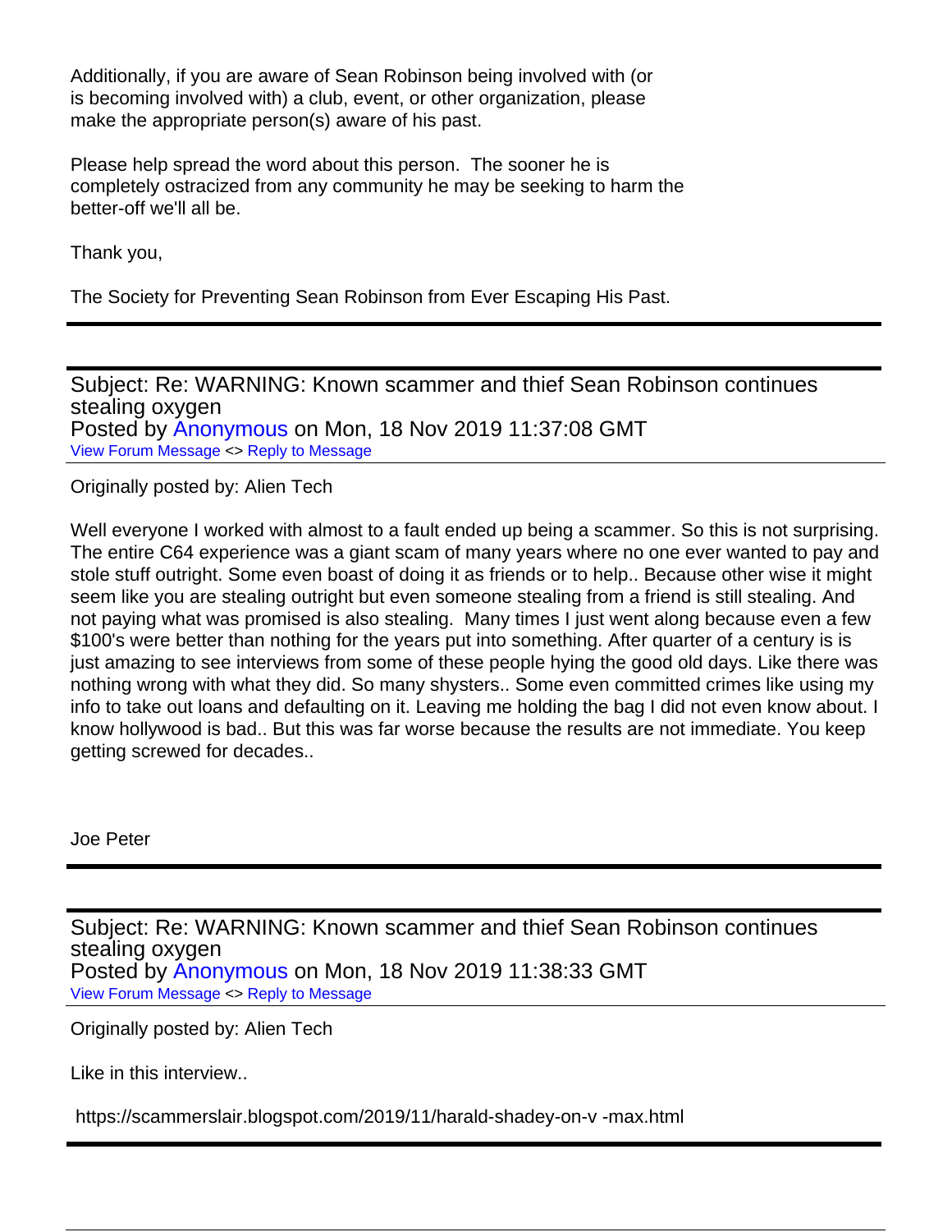Additionally, if you are aware of Sean Robinson being involved with (or is becoming involved with) a club, event, or other organization, please make the appropriate person(s) aware of his past.

Please help spread the word about this person. The sooner he is completely ostracized from any community he may be seeking to harm the better-off we'll all be.

Thank you,

The Society for Preventing Sean Robinson from Ever Escaping His Past.

---

Subject: Re: WARNING: Known scammer and thief Sean Robinson continues stealing oxygen
Posted by Anonymous on Mon, 18 Nov 2019 11:37:08 GMT
View Forum Message <> Reply to Message

Originally posted by: Alien Tech

Well everyone I worked with almost to a fault ended up being a scammer. So this is not surprising. The entire C64 experience was a giant scam of many years where no one ever wanted to pay and stole stuff outright. Some even boast of doing it as friends or to help.. Because other wise it might seem like you are stealing outright but even someone stealing from a friend is still stealing. And not paying what was promised is also stealing. Many times I just went along because even a few $100's were better than nothing for the years put into something. After quarter of a century is is just amazing to see interviews from some of these people hying the good old days. Like there was nothing wrong with what they did. So many shysters.. Some even committed crimes like using my info to take out loans and defaulting on it. Leaving me holding the bag I did not even know about. I know hollywood is bad.. But this was far worse because the results are not immediate. You keep getting screwed for decades..

Joe Peter

---

Subject: Re: WARNING: Known scammer and thief Sean Robinson continues stealing oxygen
Posted by Anonymous on Mon, 18 Nov 2019 11:38:33 GMT
View Forum Message <> Reply to Message

Originally posted by: Alien Tech

Like in this interview..

https://scammerslair.blogspot.com/2019/11/harald-shadey-on-v -max.html